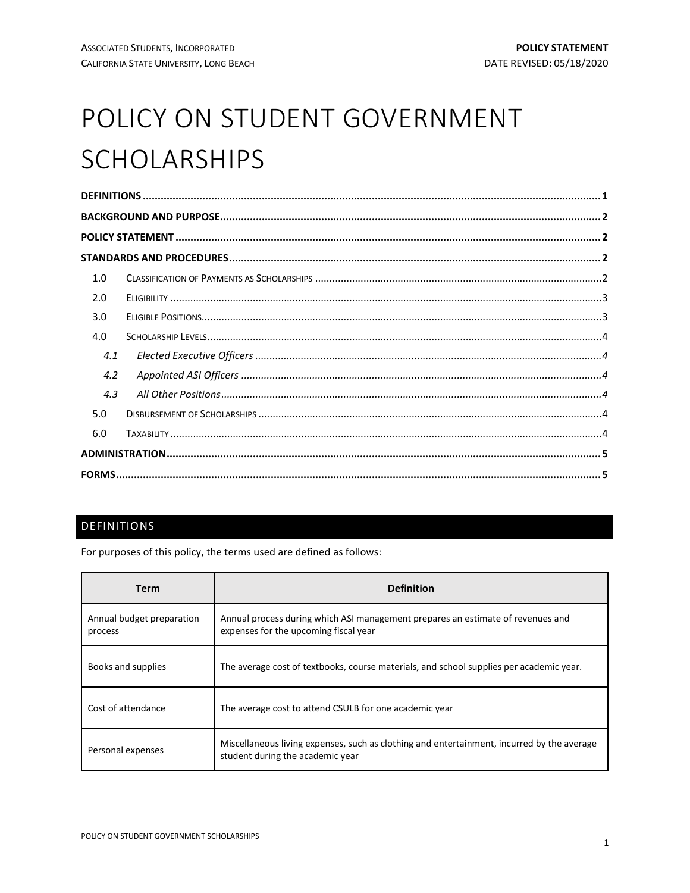ASSOCIATED STUDENTS, INCORPORATED
CALIFORNIA STATE UNIVERSITY, LONG BEACH

**POLICY STATEMENT**
DATE REVISED: 05/18/2020

# POLICY ON STUDENT GOVERNMENT SCHOLARSHIPS

**DEFINITIONS** ..... 1
**BACKGROUND AND PURPOSE** ..... 2
**POLICY STATEMENT** ..... 2
**STANDARDS AND PROCEDURES** ..... 2

- 1.0 CLASSIFICATION OF PAYMENTS AS SCHOLARSHIPS ..... 2
- 2.0 ELIGIBILITY ..... 3
- 3.0 ELIGIBLE POSITIONS ..... 3
- 4.0 SCHOLARSHIP LEVELS ..... 4
  - *4.1 Elected Executive Officers* ..... 4
  - *4.2 Appointed ASI Officers* ..... 4
  - *4.3 All Other Positions* ..... 4
- 5.0 DISBURSEMENT OF SCHOLARSHIPS ..... 4
- 6.0 TAXABILITY ..... 4

**ADMINISTRATION** ..... 5
**FORMS** ..... 5

## DEFINITIONS

For purposes of this policy, the terms used are defined as follows:

| Term | Definition |
|---|---|
| Annual budget preparation process | Annual process during which ASI management prepares an estimate of revenues and expenses for the upcoming fiscal year |
| Books and supplies | The average cost of textbooks, course materials, and school supplies per academic year. |
| Cost of attendance | The average cost to attend CSULB for one academic year |
| Personal expenses | Miscellaneous living expenses, such as clothing and entertainment, incurred by the average student during the academic year |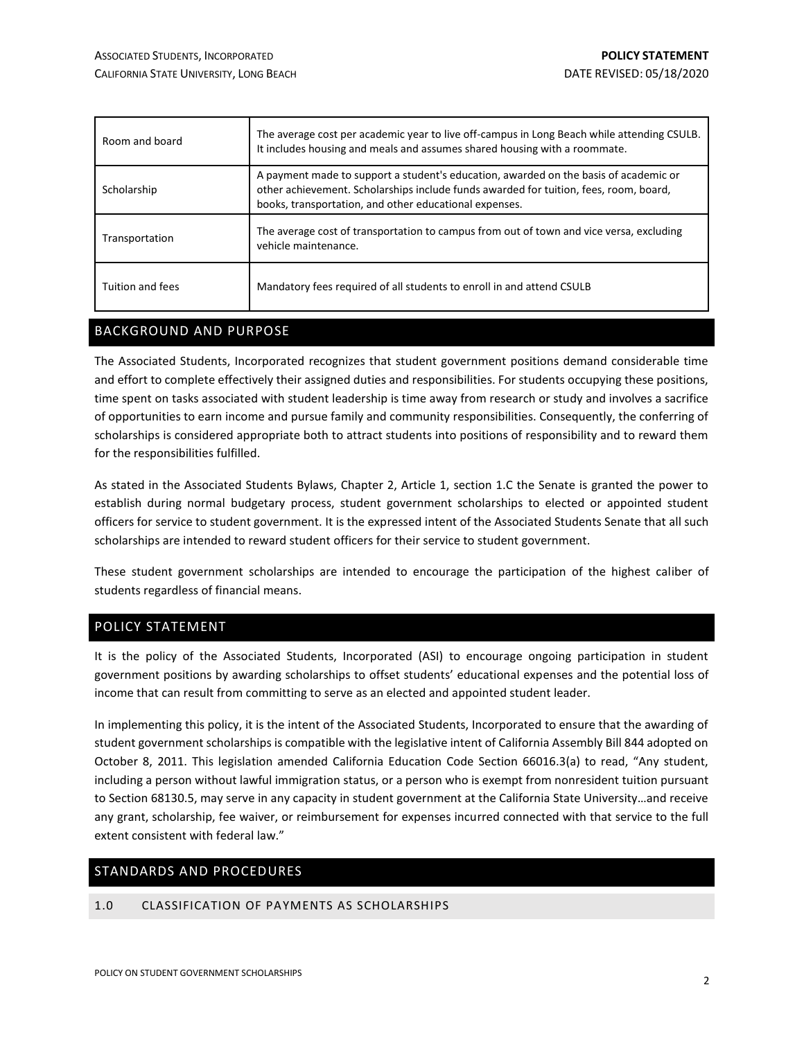| Room and board | The average cost per academic year to live off-campus in Long Beach while attending CSULB. It includes housing and meals and assumes shared housing with a roommate. |
|---|---|
| Scholarship | A payment made to support a student's education, awarded on the basis of academic or other achievement. Scholarships include funds awarded for tuition, fees, room, board, books, transportation, and other educational expenses. |
| Transportation | The average cost of transportation to campus from out of town and vice versa, excluding vehicle maintenance. |
| Tuition and fees | Mandatory fees required of all students to enroll in and attend CSULB |

## BACKGROUND AND PURPOSE

The Associated Students, Incorporated recognizes that student government positions demand considerable time and effort to complete effectively their assigned duties and responsibilities. For students occupying these positions, time spent on tasks associated with student leadership is time away from research or study and involves a sacrifice of opportunities to earn income and pursue family and community responsibilities. Consequently, the conferring of scholarships is considered appropriate both to attract students into positions of responsibility and to reward them for the responsibilities fulfilled.

As stated in the Associated Students Bylaws, Chapter 2, Article 1, section 1.C the Senate is granted the power to establish during normal budgetary process, student government scholarships to elected or appointed student officers for service to student government. It is the expressed intent of the Associated Students Senate that all such scholarships are intended to reward student officers for their service to student government.

These student government scholarships are intended to encourage the participation of the highest caliber of students regardless of financial means.

## POLICY STATEMENT

It is the policy of the Associated Students, Incorporated (ASI) to encourage ongoing participation in student government positions by awarding scholarships to offset students' educational expenses and the potential loss of income that can result from committing to serve as an elected and appointed student leader.

In implementing this policy, it is the intent of the Associated Students, Incorporated to ensure that the awarding of student government scholarships is compatible with the legislative intent of California Assembly Bill 844 adopted on October 8, 2011. This legislation amended California Education Code Section 66016.3(a) to read, "Any student, including a person without lawful immigration status, or a person who is exempt from nonresident tuition pursuant to Section 68130.5, may serve in any capacity in student government at the California State University…and receive any grant, scholarship, fee waiver, or reimbursement for expenses incurred connected with that service to the full extent consistent with federal law."

## STANDARDS AND PROCEDURES

### 1.0 CLASSIFICATION OF PAYMENTS AS SCHOLARSHIPS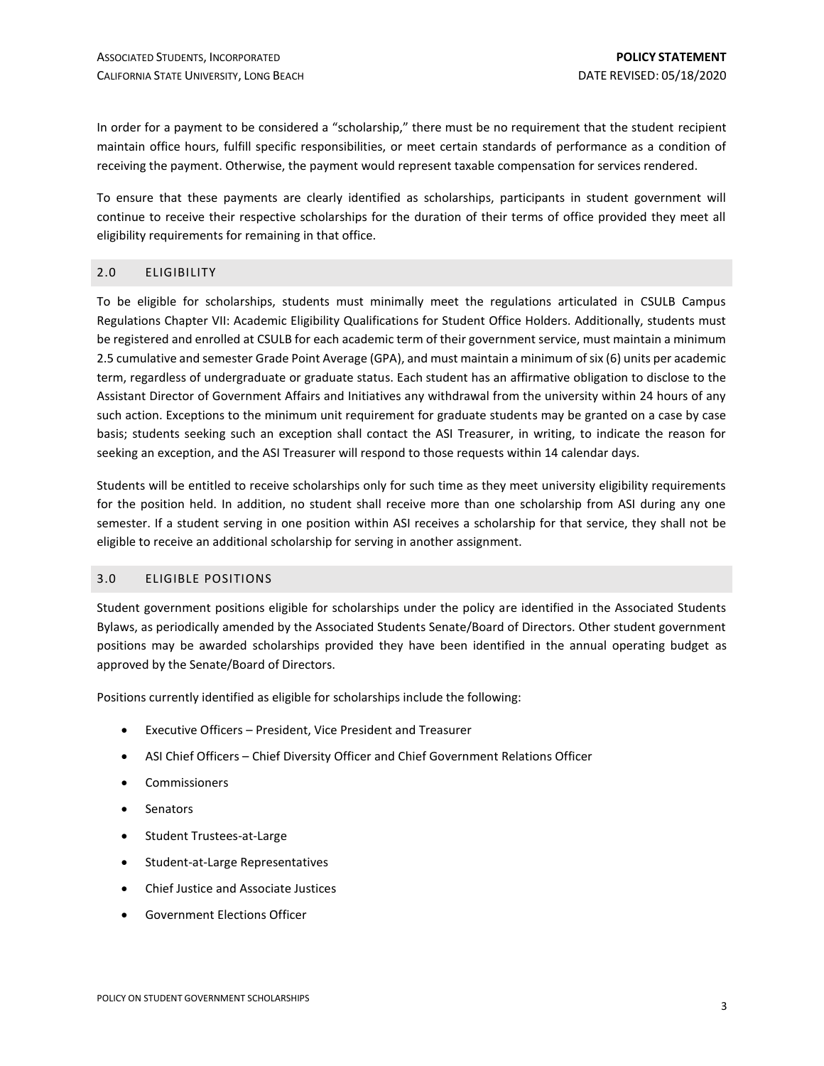In order for a payment to be considered a "scholarship," there must be no requirement that the student recipient maintain office hours, fulfill specific responsibilities, or meet certain standards of performance as a condition of receiving the payment. Otherwise, the payment would represent taxable compensation for services rendered.

To ensure that these payments are clearly identified as scholarships, participants in student government will continue to receive their respective scholarships for the duration of their terms of office provided they meet all eligibility requirements for remaining in that office.

## 2.0 ELIGIBILITY

To be eligible for scholarships, students must minimally meet the regulations articulated in CSULB Campus Regulations Chapter VII: Academic Eligibility Qualifications for Student Office Holders. Additionally, students must be registered and enrolled at CSULB for each academic term of their government service, must maintain a minimum 2.5 cumulative and semester Grade Point Average (GPA), and must maintain a minimum of six (6) units per academic term, regardless of undergraduate or graduate status. Each student has an affirmative obligation to disclose to the Assistant Director of Government Affairs and Initiatives any withdrawal from the university within 24 hours of any such action. Exceptions to the minimum unit requirement for graduate students may be granted on a case by case basis; students seeking such an exception shall contact the ASI Treasurer, in writing, to indicate the reason for seeking an exception, and the ASI Treasurer will respond to those requests within 14 calendar days.

Students will be entitled to receive scholarships only for such time as they meet university eligibility requirements for the position held. In addition, no student shall receive more than one scholarship from ASI during any one semester. If a student serving in one position within ASI receives a scholarship for that service, they shall not be eligible to receive an additional scholarship for serving in another assignment.

## 3.0 ELIGIBLE POSITIONS

Student government positions eligible for scholarships under the policy are identified in the Associated Students Bylaws, as periodically amended by the Associated Students Senate/Board of Directors. Other student government positions may be awarded scholarships provided they have been identified in the annual operating budget as approved by the Senate/Board of Directors.

Positions currently identified as eligible for scholarships include the following:

- Executive Officers – President, Vice President and Treasurer
- ASI Chief Officers – Chief Diversity Officer and Chief Government Relations Officer
- Commissioners
- Senators
- Student Trustees-at-Large
- Student-at-Large Representatives
- Chief Justice and Associate Justices
- Government Elections Officer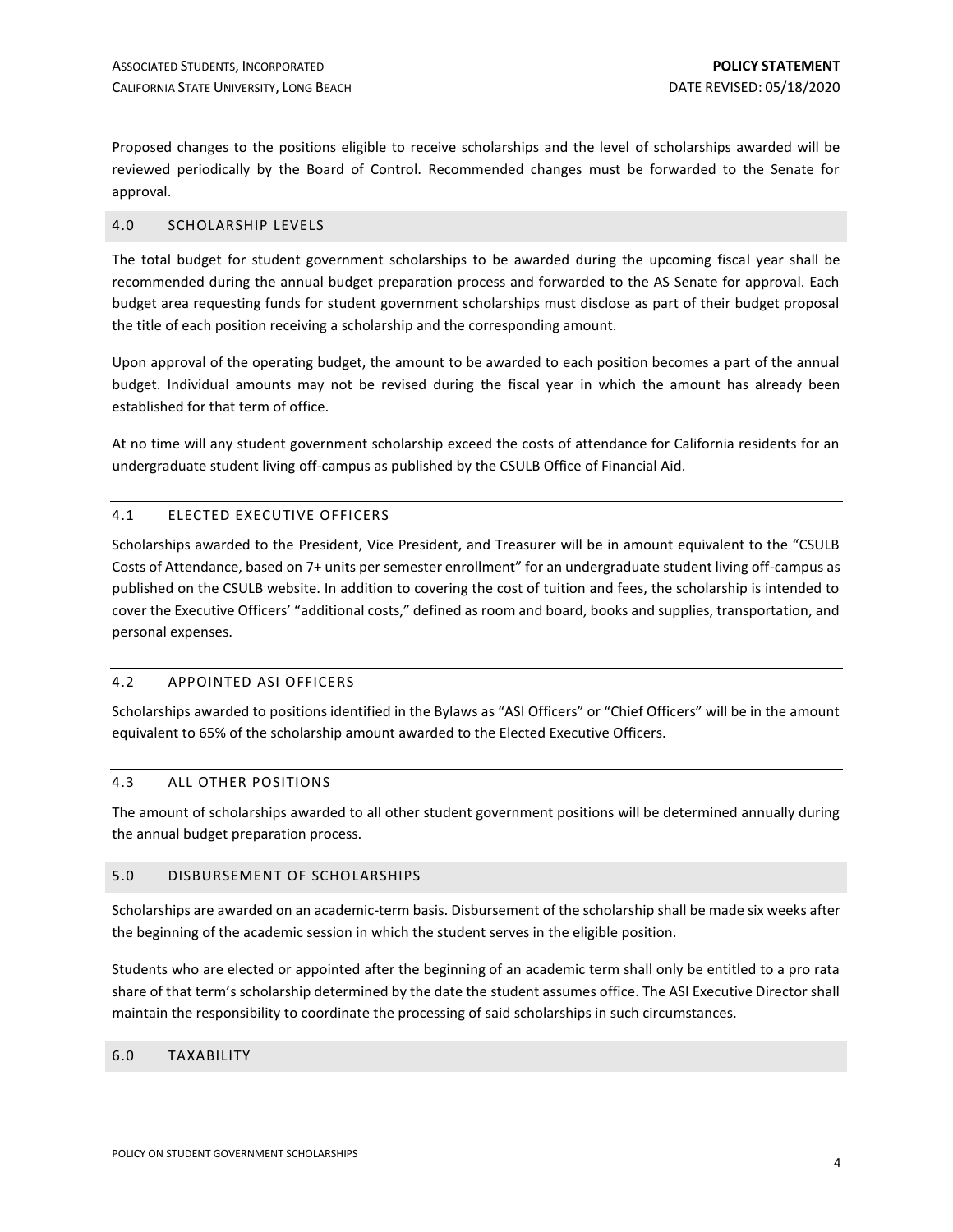Proposed changes to the positions eligible to receive scholarships and the level of scholarships awarded will be reviewed periodically by the Board of Control. Recommended changes must be forwarded to the Senate for approval.

## 4.0 SCHOLARSHIP LEVELS

The total budget for student government scholarships to be awarded during the upcoming fiscal year shall be recommended during the annual budget preparation process and forwarded to the AS Senate for approval. Each budget area requesting funds for student government scholarships must disclose as part of their budget proposal the title of each position receiving a scholarship and the corresponding amount.

Upon approval of the operating budget, the amount to be awarded to each position becomes a part of the annual budget. Individual amounts may not be revised during the fiscal year in which the amount has already been established for that term of office.

At no time will any student government scholarship exceed the costs of attendance for California residents for an undergraduate student living off-campus as published by the CSULB Office of Financial Aid.

### 4.1 ELECTED EXECUTIVE OFFICERS

Scholarships awarded to the President, Vice President, and Treasurer will be in amount equivalent to the "CSULB Costs of Attendance, based on 7+ units per semester enrollment" for an undergraduate student living off-campus as published on the CSULB website. In addition to covering the cost of tuition and fees, the scholarship is intended to cover the Executive Officers' "additional costs," defined as room and board, books and supplies, transportation, and personal expenses.

### 4.2 APPOINTED ASI OFFICERS

Scholarships awarded to positions identified in the Bylaws as "ASI Officers" or "Chief Officers" will be in the amount equivalent to 65% of the scholarship amount awarded to the Elected Executive Officers.

### 4.3 ALL OTHER POSITIONS

The amount of scholarships awarded to all other student government positions will be determined annually during the annual budget preparation process.

## 5.0 DISBURSEMENT OF SCHOLARSHIPS

Scholarships are awarded on an academic-term basis. Disbursement of the scholarship shall be made six weeks after the beginning of the academic session in which the student serves in the eligible position.

Students who are elected or appointed after the beginning of an academic term shall only be entitled to a pro rata share of that term's scholarship determined by the date the student assumes office. The ASI Executive Director shall maintain the responsibility to coordinate the processing of said scholarships in such circumstances.

## 6.0 TAXABILITY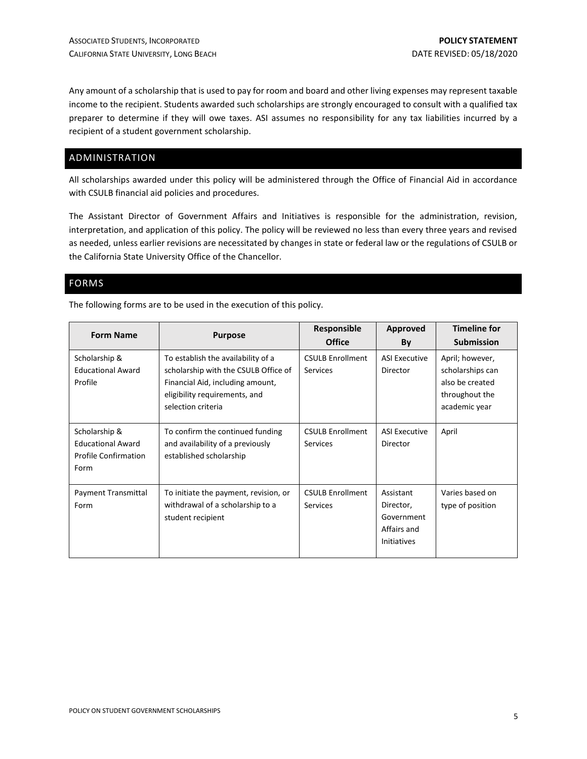Any amount of a scholarship that is used to pay for room and board and other living expenses may represent taxable income to the recipient. Students awarded such scholarships are strongly encouraged to consult with a qualified tax preparer to determine if they will owe taxes. ASI assumes no responsibility for any tax liabilities incurred by a recipient of a student government scholarship.

## ADMINISTRATION

All scholarships awarded under this policy will be administered through the Office of Financial Aid in accordance with CSULB financial aid policies and procedures.

The Assistant Director of Government Affairs and Initiatives is responsible for the administration, revision, interpretation, and application of this policy. The policy will be reviewed no less than every three years and revised as needed, unless earlier revisions are necessitated by changes in state or federal law or the regulations of CSULB or the California State University Office of the Chancellor.

## FORMS

The following forms are to be used in the execution of this policy.

| Form Name | Purpose | Responsible Office | Approved By | Timeline for Submission |
|---|---|---|---|---|
| Scholarship & Educational Award Profile | To establish the availability of a scholarship with the CSULB Office of Financial Aid, including amount, eligibility requirements, and selection criteria | CSULB Enrollment Services | ASI Executive Director | April; however, scholarships can also be created throughout the academic year |
| Scholarship & Educational Award Profile Confirmation Form | To confirm the continued funding and availability of a previously established scholarship | CSULB Enrollment Services | ASI Executive Director | April |
| Payment Transmittal Form | To initiate the payment, revision, or withdrawal of a scholarship to a student recipient | CSULB Enrollment Services | Assistant Director, Government Affairs and Initiatives | Varies based on type of position |